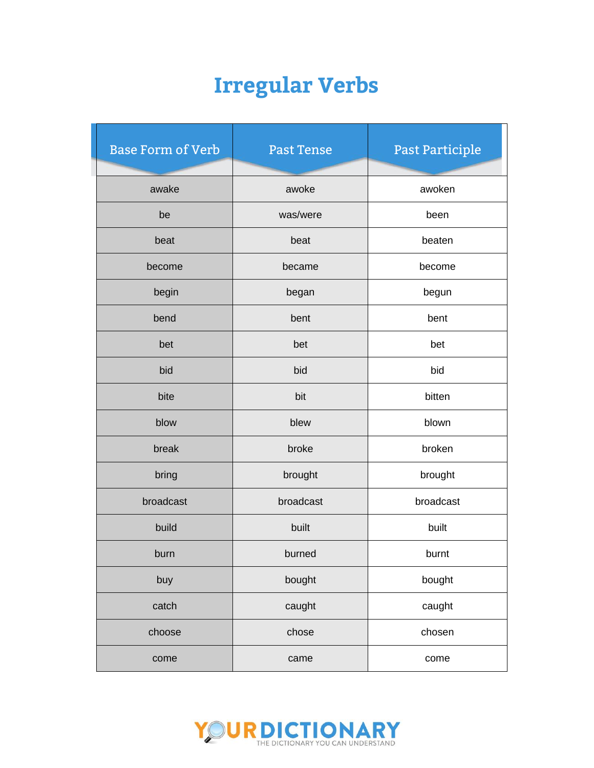# Irregular Verbs

| Base Form of Verb | Past Tense | Past Participle |
|---|---|---|
| awake | awoke | awoken |
| be | was/were | been |
| beat | beat | beaten |
| become | became | become |
| begin | began | begun |
| bend | bent | bent |
| bet | bet | bet |
| bid | bid | bid |
| bite | bit | bitten |
| blow | blew | blown |
| break | broke | broken |
| bring | brought | brought |
| broadcast | broadcast | broadcast |
| build | built | built |
| burn | burned | burnt |
| buy | bought | bought |
| catch | caught | caught |
| choose | chose | chosen |
| come | came | come |

YOURDICTIONARY
THE DICTIONARY YOU CAN UNDERSTAND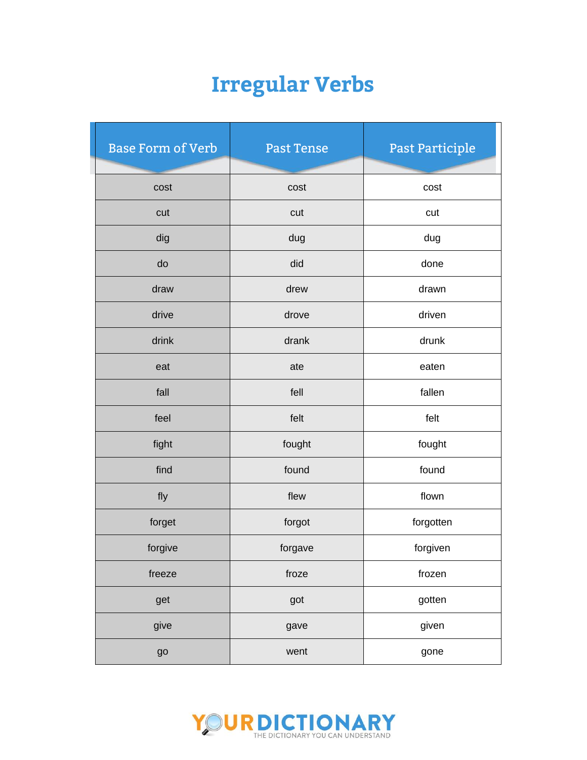# Irregular Verbs

| Base Form of Verb | Past Tense | Past Participle |
|---|---|---|
| cost | cost | cost |
| cut | cut | cut |
| dig | dug | dug |
| do | did | done |
| draw | drew | drawn |
| drive | drove | driven |
| drink | drank | drunk |
| eat | ate | eaten |
| fall | fell | fallen |
| feel | felt | felt |
| fight | fought | fought |
| find | found | found |
| fly | flew | flown |
| forget | forgot | forgotten |
| forgive | forgave | forgiven |
| freeze | froze | frozen |
| get | got | gotten |
| give | gave | given |
| go | went | gone |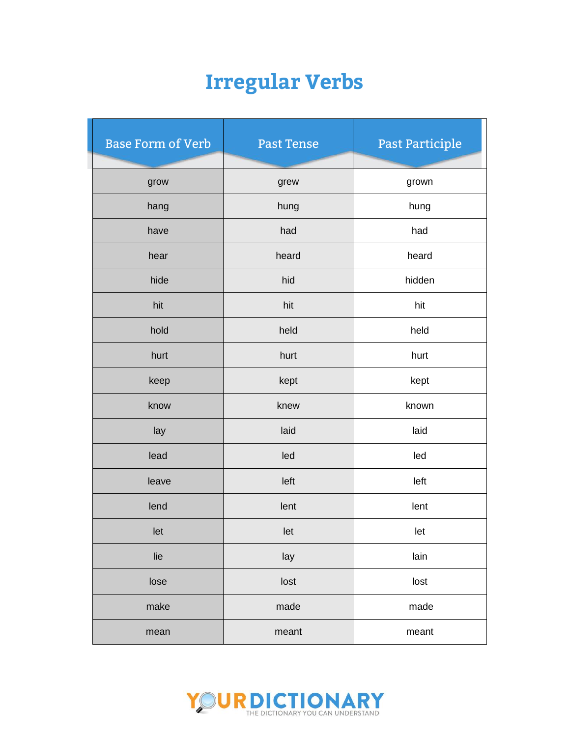# Irregular Verbs

| Base Form of Verb | Past Tense | Past Participle |
| --- | --- | --- |
| grow | grew | grown |
| hang | hung | hung |
| have | had | had |
| hear | heard | heard |
| hide | hid | hidden |
| hit | hit | hit |
| hold | held | held |
| hurt | hurt | hurt |
| keep | kept | kept |
| know | knew | known |
| lay | laid | laid |
| lead | led | led |
| leave | left | left |
| lend | lent | lent |
| let | let | let |
| lie | lay | lain |
| lose | lost | lost |
| make | made | made |
| mean | meant | meant |

YOURDICTIONARY
THE DICTIONARY YOU CAN UNDERSTAND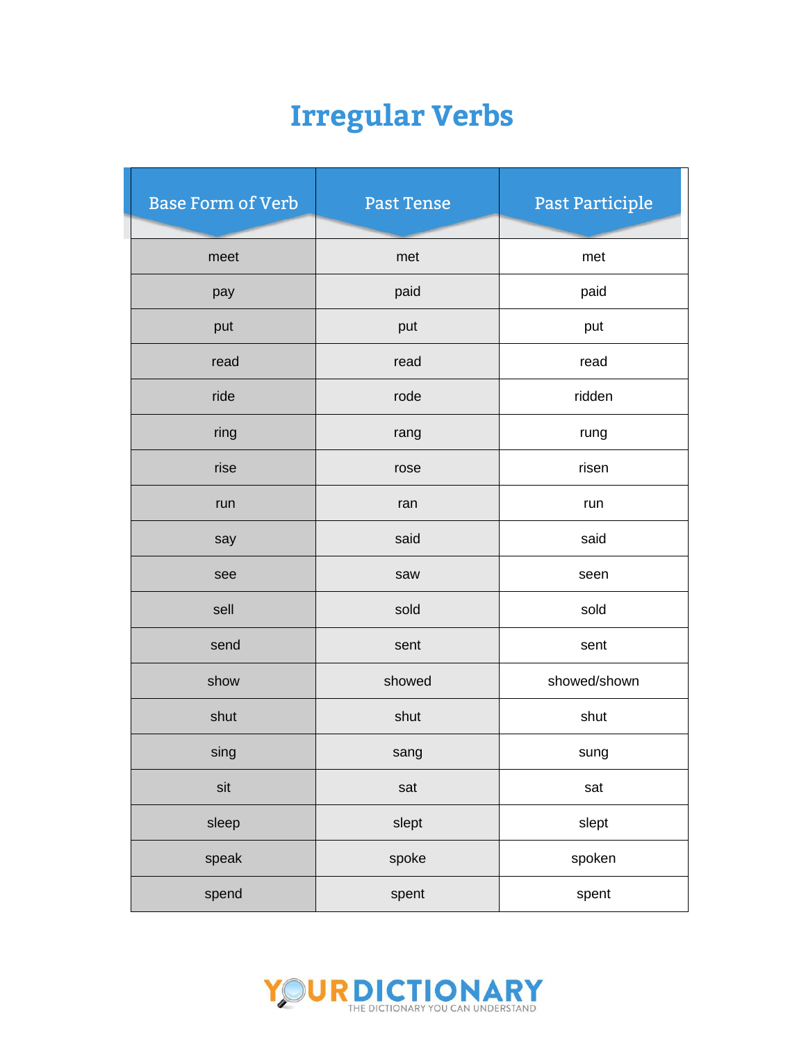# Irregular Verbs

| Base Form of Verb | Past Tense | Past Participle |
|---|---|---|
| meet | met | met |
| pay | paid | paid |
| put | put | put |
| read | read | read |
| ride | rode | ridden |
| ring | rang | rung |
| rise | rose | risen |
| run | ran | run |
| say | said | said |
| see | saw | seen |
| sell | sold | sold |
| send | sent | sent |
| show | showed | showed/shown |
| shut | shut | shut |
| sing | sang | sung |
| sit | sat | sat |
| sleep | slept | slept |
| speak | spoke | spoken |
| spend | spent | spent |

YOURDICTIONARY
THE DICTIONARY YOU CAN UNDERSTAND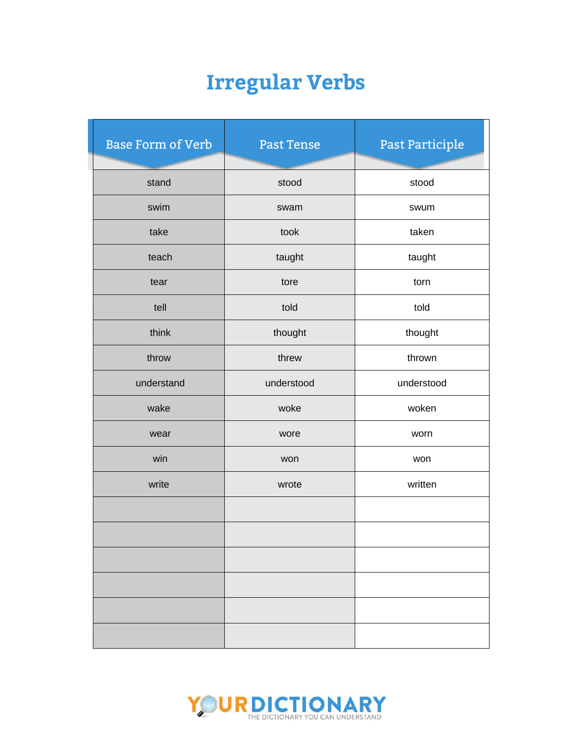# Irregular Verbs

| Base Form of Verb | Past Tense | Past Participle |
|---|---|---|
| stand | stood | stood |
| swim | swam | swum |
| take | took | taken |
| teach | taught | taught |
| tear | tore | torn |
| tell | told | told |
| think | thought | thought |
| throw | threw | thrown |
| understand | understood | understood |
| wake | woke | woken |
| wear | wore | worn |
| win | won | won |
| write | wrote | written |
| | | |
| | | |
| | | |
| | | |
| | | |
| | | |